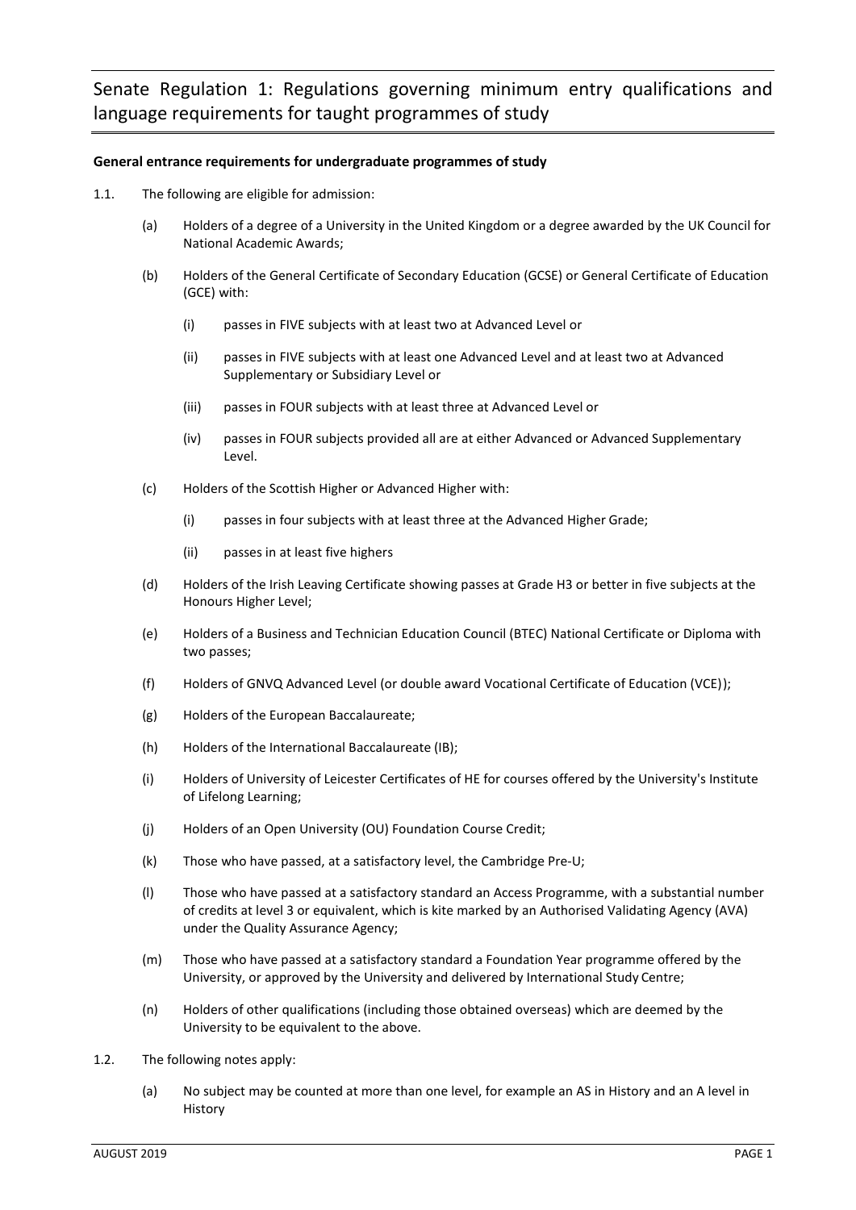# Senate Regulation 1: Regulations governing minimum entry qualifications and language requirements for taught programmes of study

**General entrance requirements for undergraduate programmes of study**

1.1. The following are eligible for admission:

(a) Holders of a degree of a University in the United Kingdom or a degree awarded by the UK Council for National Academic Awards;

(b) Holders of the General Certificate of Secondary Education (GCSE) or General Certificate of Education (GCE) with:

(i) passes in FIVE subjects with at least two at Advanced Level or

(ii) passes in FIVE subjects with at least one Advanced Level and at least two at Advanced Supplementary or Subsidiary Level or

(iii) passes in FOUR subjects with at least three at Advanced Level or

(iv) passes in FOUR subjects provided all are at either Advanced or Advanced Supplementary Level.

(c) Holders of the Scottish Higher or Advanced Higher with:

(i) passes in four subjects with at least three at the Advanced Higher Grade;

(ii) passes in at least five highers

(d) Holders of the Irish Leaving Certificate showing passes at Grade H3 or better in five subjects at the Honours Higher Level;

(e) Holders of a Business and Technician Education Council (BTEC) National Certificate or Diploma with two passes;

(f) Holders of GNVQ Advanced Level (or double award Vocational Certificate of Education (VCE));

(g) Holders of the European Baccalaureate;

(h) Holders of the International Baccalaureate (IB);

(i) Holders of University of Leicester Certificates of HE for courses offered by the University's Institute of Lifelong Learning;

(j) Holders of an Open University (OU) Foundation Course Credit;

(k) Those who have passed, at a satisfactory level, the Cambridge Pre-U;

(l) Those who have passed at a satisfactory standard an Access Programme, with a substantial number of credits at level 3 or equivalent, which is kite marked by an Authorised Validating Agency (AVA) under the Quality Assurance Agency;

(m) Those who have passed at a satisfactory standard a Foundation Year programme offered by the University, or approved by the University and delivered by International Study Centre;

(n) Holders of other qualifications (including those obtained overseas) which are deemed by the University to be equivalent to the above.

1.2. The following notes apply:

(a) No subject may be counted at more than one level, for example an AS in History and an A level in History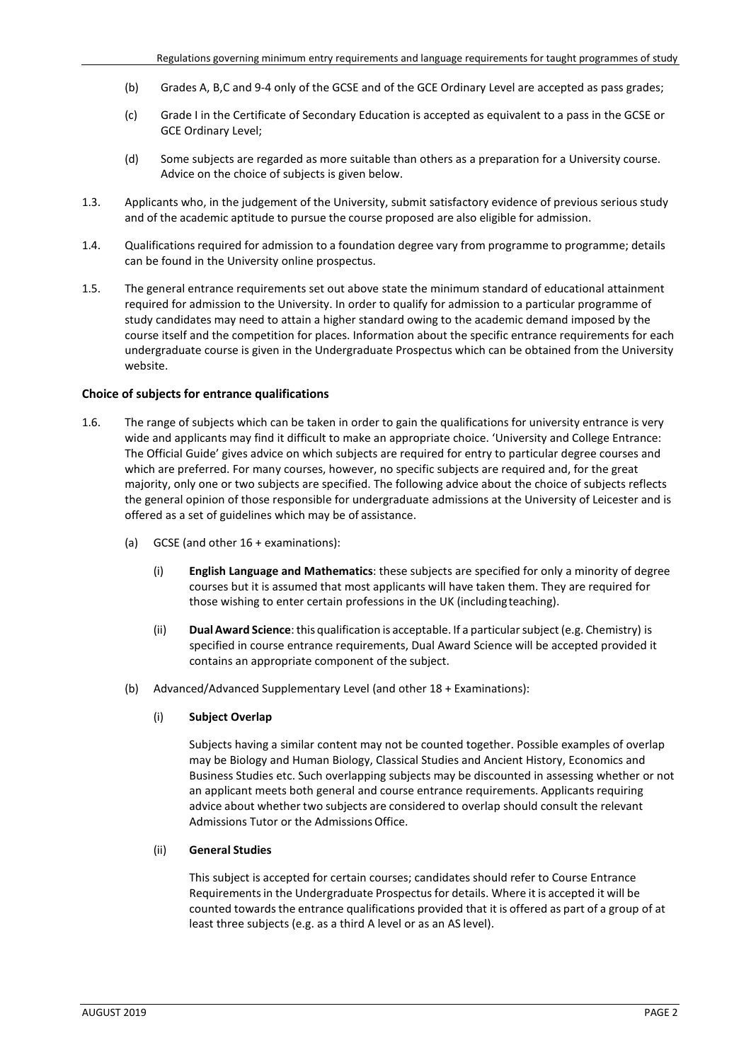(b) Grades A, B,C and 9-4 only of the GCSE and of the GCE Ordinary Level are accepted as pass grades;

(c) Grade I in the Certificate of Secondary Education is accepted as equivalent to a pass in the GCSE or GCE Ordinary Level;

(d) Some subjects are regarded as more suitable than others as a preparation for a University course. Advice on the choice of subjects is given below.

1.3. Applicants who, in the judgement of the University, submit satisfactory evidence of previous serious study and of the academic aptitude to pursue the course proposed are also eligible for admission.

1.4. Qualifications required for admission to a foundation degree vary from programme to programme; details can be found in the University online prospectus.

1.5. The general entrance requirements set out above state the minimum standard of educational attainment required for admission to the University. In order to qualify for admission to a particular programme of study candidates may need to attain a higher standard owing to the academic demand imposed by the course itself and the competition for places. Information about the specific entrance requirements for each undergraduate course is given in the Undergraduate Prospectus which can be obtained from the University website.

### Choice of subjects for entrance qualifications

1.6. The range of subjects which can be taken in order to gain the qualifications for university entrance is very wide and applicants may find it difficult to make an appropriate choice. 'University and College Entrance: The Official Guide' gives advice on which subjects are required for entry to particular degree courses and which are preferred. For many courses, however, no specific subjects are required and, for the great majority, only one or two subjects are specified. The following advice about the choice of subjects reflects the general opinion of those responsible for undergraduate admissions at the University of Leicester and is offered as a set of guidelines which may be of assistance.

(a) GCSE (and other 16 + examinations):

(i) **English Language and Mathematics**: these subjects are specified for only a minority of degree courses but it is assumed that most applicants will have taken them. They are required for those wishing to enter certain professions in the UK (including teaching).

(ii) **Dual Award Science**: this qualification is acceptable. If a particular subject (e.g. Chemistry) is specified in course entrance requirements, Dual Award Science will be accepted provided it contains an appropriate component of the subject.

(b) Advanced/Advanced Supplementary Level (and other 18 + Examinations):

(i) **Subject Overlap**

Subjects having a similar content may not be counted together. Possible examples of overlap may be Biology and Human Biology, Classical Studies and Ancient History, Economics and Business Studies etc. Such overlapping subjects may be discounted in assessing whether or not an applicant meets both general and course entrance requirements. Applicants requiring advice about whether two subjects are considered to overlap should consult the relevant Admissions Tutor or the Admissions Office.

(ii) **General Studies**

This subject is accepted for certain courses; candidates should refer to Course Entrance Requirements in the Undergraduate Prospectus for details. Where it is accepted it will be counted towards the entrance qualifications provided that it is offered as part of a group of at least three subjects (e.g. as a third A level or as an AS level).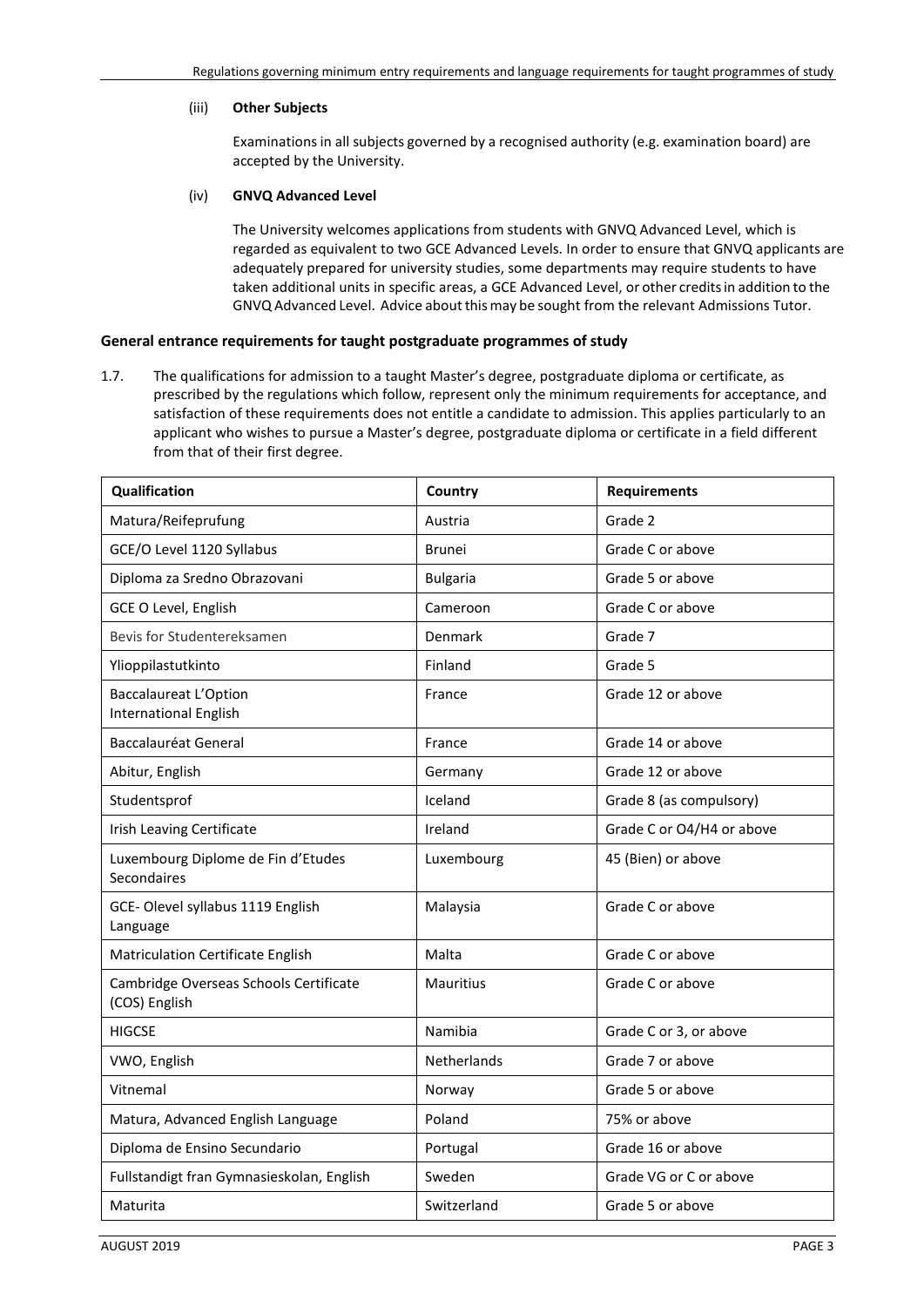(iii) **Other Subjects**

Examinations in all subjects governed by a recognised authority (e.g. examination board) are accepted by the University.

(iv) **GNVQ Advanced Level**

The University welcomes applications from students with GNVQ Advanced Level, which is regarded as equivalent to two GCE Advanced Levels. In order to ensure that GNVQ applicants are adequately prepared for university studies, some departments may require students to have taken additional units in specific areas, a GCE Advanced Level, or other credits in addition to the GNVQ Advanced Level. Advice about this may be sought from the relevant Admissions Tutor.

### General entrance requirements for taught postgraduate programmes of study

1.7. The qualifications for admission to a taught Master's degree, postgraduate diploma or certificate, as prescribed by the regulations which follow, represent only the minimum requirements for acceptance, and satisfaction of these requirements does not entitle a candidate to admission. This applies particularly to an applicant who wishes to pursue a Master's degree, postgraduate diploma or certificate in a field different from that of their first degree.

| Qualification | Country | Requirements |
|---|---|---|
| Matura/Reifeprufung | Austria | Grade 2 |
| GCE/O Level 1120 Syllabus | Brunei | Grade C or above |
| Diploma za Sredno Obrazovani | Bulgaria | Grade 5 or above |
| GCE O Level, English | Cameroon | Grade C or above |
| Bevis for Studentereksamen | Denmark | Grade 7 |
| Ylioppilastutkinto | Finland | Grade 5 |
| Baccalaureat L'Option International English | France | Grade 12 or above |
| Baccalauréat General | France | Grade 14 or above |
| Abitur, English | Germany | Grade 12 or above |
| Studentsprof | Iceland | Grade 8 (as compulsory) |
| Irish Leaving Certificate | Ireland | Grade C or O4/H4 or above |
| Luxembourg Diplome de Fin d'Etudes Secondaires | Luxembourg | 45 (Bien) or above |
| GCE- Olevel syllabus 1119 English Language | Malaysia | Grade C or above |
| Matriculation Certificate English | Malta | Grade C or above |
| Cambridge Overseas Schools Certificate (COS) English | Mauritius | Grade C or above |
| HIGCSE | Namibia | Grade C or 3, or above |
| VWO, English | Netherlands | Grade 7 or above |
| Vitnemal | Norway | Grade 5 or above |
| Matura, Advanced English Language | Poland | 75% or above |
| Diploma de Ensino Secundario | Portugal | Grade 16 or above |
| Fullstandigt fran Gymnasieskolan, English | Sweden | Grade VG or C or above |
| Maturita | Switzerland | Grade 5 or above |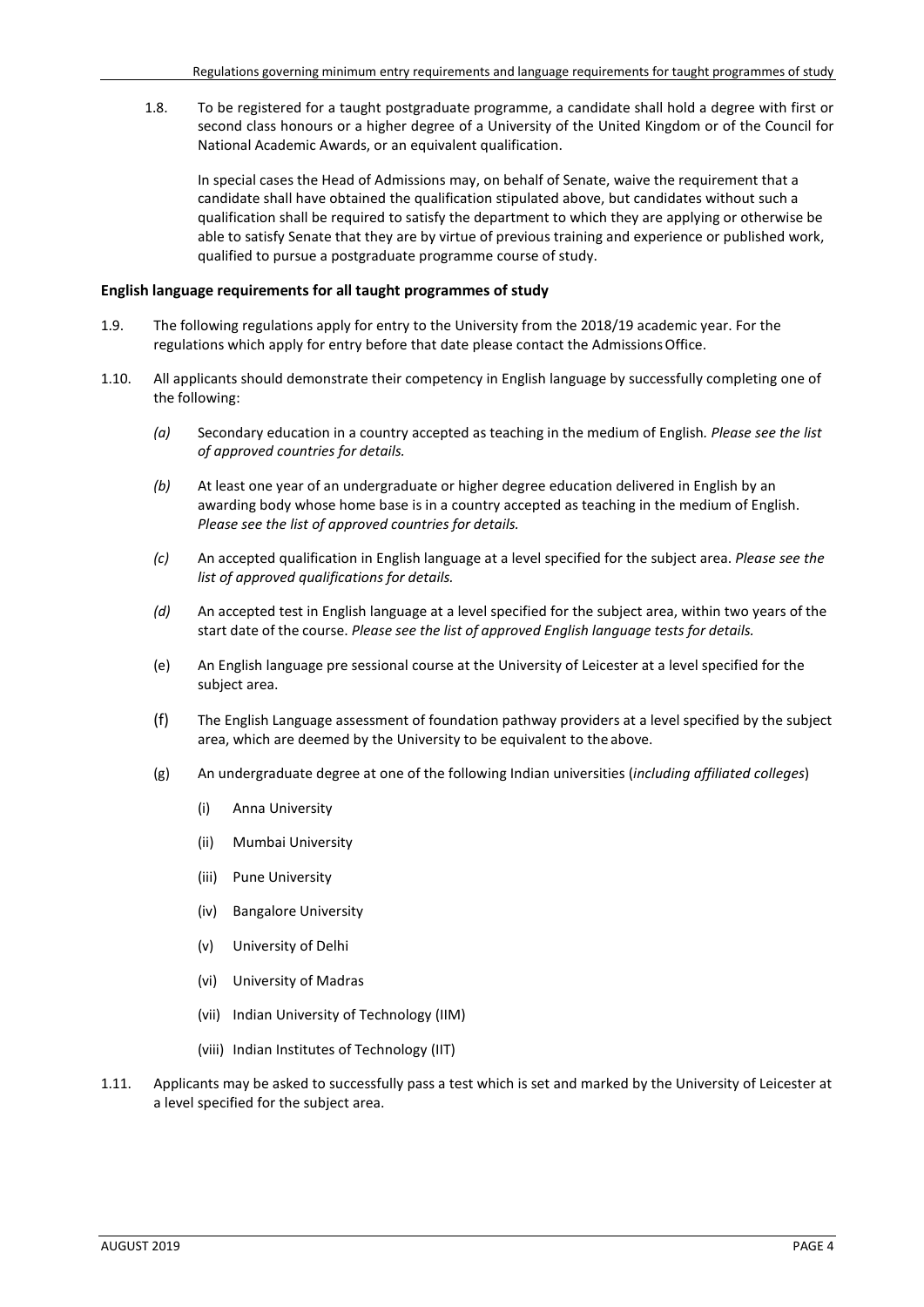1.8. To be registered for a taught postgraduate programme, a candidate shall hold a degree with first or second class honours or a higher degree of a University of the United Kingdom or of the Council for National Academic Awards, or an equivalent qualification.

In special cases the Head of Admissions may, on behalf of Senate, waive the requirement that a candidate shall have obtained the qualification stipulated above, but candidates without such a qualification shall be required to satisfy the department to which they are applying or otherwise be able to satisfy Senate that they are by virtue of previous training and experience or published work, qualified to pursue a postgraduate programme course of study.

**English language requirements for all taught programmes of study**

1.9. The following regulations apply for entry to the University from the 2018/19 academic year. For the regulations which apply for entry before that date please contact the Admissions Office.

1.10. All applicants should demonstrate their competency in English language by successfully completing one of the following:

*(a)* Secondary education in a country accepted as teaching in the medium of English. *Please see the list of approved countries for details.*

*(b)* At least one year of an undergraduate or higher degree education delivered in English by an awarding body whose home base is in a country accepted as teaching in the medium of English. *Please see the list of approved countries for details.*

*(c)* An accepted qualification in English language at a level specified for the subject area. *Please see the list of approved qualifications for details.*

*(d)* An accepted test in English language at a level specified for the subject area, within two years of the start date of the course. *Please see the list of approved English language tests for details.*

(e) An English language pre sessional course at the University of Leicester at a level specified for the subject area.

(f) The English Language assessment of foundation pathway providers at a level specified by the subject area, which are deemed by the University to be equivalent to the above.

(g) An undergraduate degree at one of the following Indian universities (*including affiliated colleges*)

(i) Anna University

(ii) Mumbai University

(iii) Pune University

(iv) Bangalore University

(v) University of Delhi

(vi) University of Madras

(vii) Indian University of Technology (IIM)

(viii) Indian Institutes of Technology (IIT)

1.11. Applicants may be asked to successfully pass a test which is set and marked by the University of Leicester at a level specified for the subject area.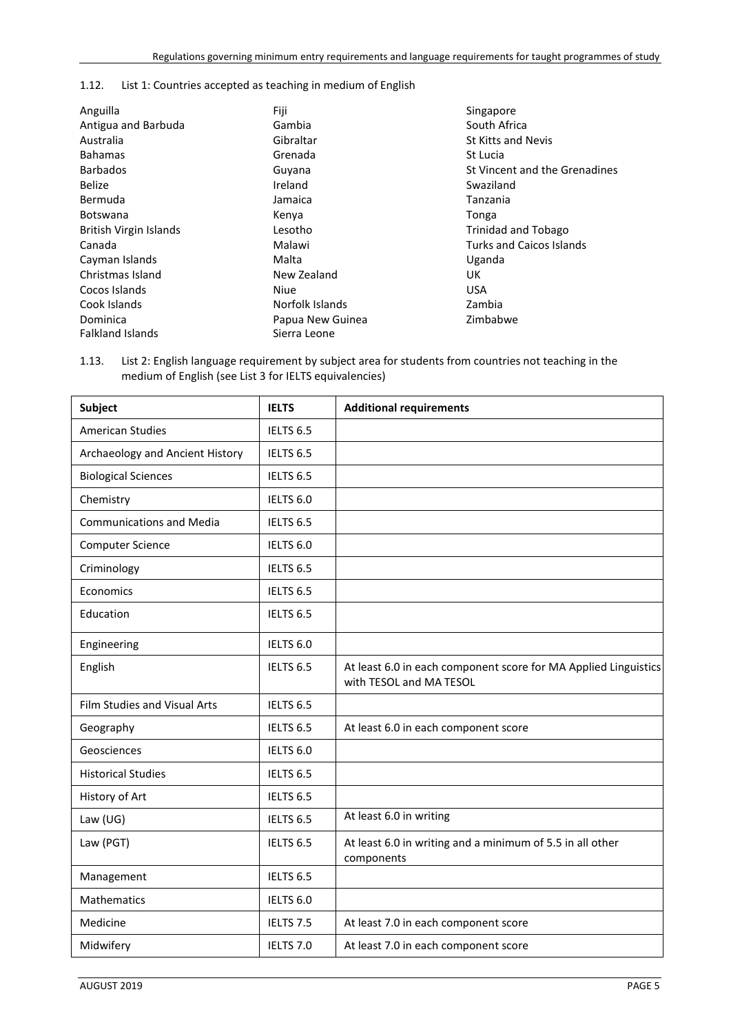1.12. List 1: Countries accepted as teaching in medium of English

Anguilla
Antigua and Barbuda
Australia
Bahamas
Barbados
Belize
Bermuda
Botswana
British Virgin Islands
Canada
Cayman Islands
Christmas Island
Cocos Islands
Cook Islands
Dominica
Falkland Islands
Fiji
Gambia
Gibraltar
Grenada
Guyana
Ireland
Jamaica
Kenya
Lesotho
Malawi
Malta
New Zealand
Niue
Norfolk Islands
Papua New Guinea
Sierra Leone
Singapore
South Africa
St Kitts and Nevis
St Lucia
St Vincent and the Grenadines
Swaziland
Tanzania
Tonga
Trinidad and Tobago
Turks and Caicos Islands
Uganda
UK
USA
Zambia
Zimbabwe

1.13. List 2: English language requirement by subject area for students from countries not teaching in the medium of English (see List 3 for IELTS equivalencies)

| Subject | IELTS | Additional requirements |
|---|---|---|
| American Studies | IELTS 6.5 | |
| Archaeology and Ancient History | IELTS 6.5 | |
| Biological Sciences | IELTS 6.5 | |
| Chemistry | IELTS 6.0 | |
| Communications and Media | IELTS 6.5 | |
| Computer Science | IELTS 6.0 | |
| Criminology | IELTS 6.5 | |
| Economics | IELTS 6.5 | |
| Education | IELTS 6.5 | |
| Engineering | IELTS 6.0 | |
| English | IELTS 6.5 | At least 6.0 in each component score for MA Applied Linguistics with TESOL and MA TESOL |
| Film Studies and Visual Arts | IELTS 6.5 | |
| Geography | IELTS 6.5 | At least 6.0 in each component score |
| Geosciences | IELTS 6.0 | |
| Historical Studies | IELTS 6.5 | |
| History of Art | IELTS 6.5 | |
| Law (UG) | IELTS 6.5 | At least 6.0 in writing |
| Law (PGT) | IELTS 6.5 | At least 6.0 in writing and a minimum of 5.5 in all other components |
| Management | IELTS 6.5 | |
| Mathematics | IELTS 6.0 | |
| Medicine | IELTS 7.5 | At least 7.0 in each component score |
| Midwifery | IELTS 7.0 | At least 7.0 in each component score |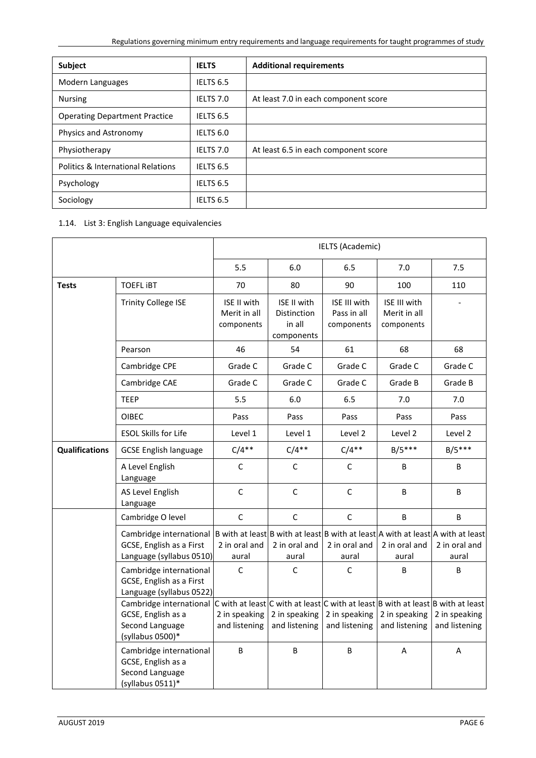| Subject | IELTS | Additional requirements |
|---|---|---|
| Modern Languages | IELTS 6.5 | |
| Nursing | IELTS 7.0 | At least 7.0 in each component score |
| Operating Department Practice | IELTS 6.5 | |
| Physics and Astronomy | IELTS 6.0 | |
| Physiotherapy | IELTS 7.0 | At least 6.5 in each component score |
| Politics & International Relations | IELTS 6.5 | |
| Psychology | IELTS 6.5 | |
| Sociology | IELTS 6.5 | |

1.14. List 3: English Language equivalencies

| | | IELTS (Academic) | | | | |
|---|---|---|---|---|---|---|
| | | 5.5 | 6.0 | 6.5 | 7.0 | 7.5 |
| **Tests** | TOEFL iBT | 70 | 80 | 90 | 100 | 110 |
| | Trinity College ISE | ISE II with Merit in all components | ISE II with Distinction in all components | ISE III with Pass in all components | ISE III with Merit in all components | - |
| | Pearson | 46 | 54 | 61 | 68 | 68 |
| | Cambridge CPE | Grade C | Grade C | Grade C | Grade C | Grade C |
| | Cambridge CAE | Grade C | Grade C | Grade C | Grade B | Grade B |
| | TEEP | 5.5 | 6.0 | 6.5 | 7.0 | 7.0 |
| | OIBEC | Pass | Pass | Pass | Pass | Pass |
| | ESOL Skills for Life | Level 1 | Level 1 | Level 2 | Level 2 | Level 2 |
| **Qualifications** | GCSE English language | C/4** | C/4** | C/4** | B/5*** | B/5*** |
| | A Level English Language | C | C | C | B | B |
| | AS Level English Language | C | C | C | B | B |
| | Cambridge O level | C | C | C | B | B |
| | Cambridge international GCSE, English as a First Language (syllabus 0510) | B with at least 2 in oral and aural | B with at least 2 in oral and aural | B with at least 2 in oral and aural | A with at least 2 in oral and aural | A with at least 2 in oral and aural |
| | Cambridge international GCSE, English as a First Language (syllabus 0522) | C | C | C | B | B |
| | Cambridge international GCSE, English as a Second Language (syllabus 0500)* | C with at least 2 in speaking and listening | C with at least 2 in speaking and listening | C with at least 2 in speaking and listening | B with at least 2 in speaking and listening | B with at least 2 in speaking and listening |
| | Cambridge international GCSE, English as a Second Language (syllabus 0511)* | B | B | B | A | A |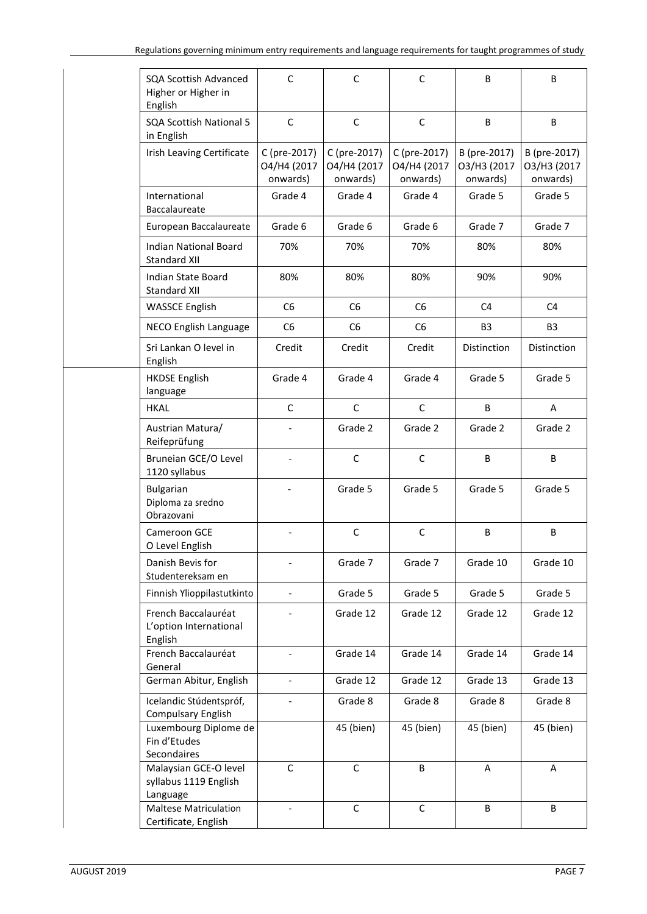| | | | | | |
|---|---|---|---|---|---|
| SQA Scottish Advanced Higher or Higher in English | C | C | C | B | B |
| SQA Scottish National 5 in English | C | C | C | B | B |
| Irish Leaving Certificate | C (pre-2017) O4/H4 (2017 onwards) | C (pre-2017) O4/H4 (2017 onwards) | C (pre-2017) O4/H4 (2017 onwards) | B (pre-2017) O3/H3 (2017 onwards) | B (pre-2017) O3/H3 (2017 onwards) |
| International Baccalaureate | Grade 4 | Grade 4 | Grade 4 | Grade 5 | Grade 5 |
| European Baccalaureate | Grade 6 | Grade 6 | Grade 6 | Grade 7 | Grade 7 |
| Indian National Board Standard XII | 70% | 70% | 70% | 80% | 80% |
| Indian State Board Standard XII | 80% | 80% | 80% | 90% | 90% |
| WASSCE English | C6 | C6 | C6 | C4 | C4 |
| NECO English Language | C6 | C6 | C6 | B3 | B3 |
| Sri Lankan O level in English | Credit | Credit | Credit | Distinction | Distinction |
| HKDSE English language | Grade 4 | Grade 4 | Grade 4 | Grade 5 | Grade 5 |
| HKAL | C | C | C | B | A |
| Austrian Matura/ Reifeprüfung | - | Grade 2 | Grade 2 | Grade 2 | Grade 2 |
| Bruneian GCE/O Level 1120 syllabus | - | C | C | B | B |
| Bulgarian Diploma za sredno Obrazovani | - | Grade 5 | Grade 5 | Grade 5 | Grade 5 |
| Cameroon GCE O Level English | - | C | C | B | B |
| Danish Bevis for Studentereksam en | - | Grade 7 | Grade 7 | Grade 10 | Grade 10 |
| Finnish Ylioppilastutkinto | - | Grade 5 | Grade 5 | Grade 5 | Grade 5 |
| French Baccalauréat L'option International English | - | Grade 12 | Grade 12 | Grade 12 | Grade 12 |
| French Baccalauréat General | - | Grade 14 | Grade 14 | Grade 14 | Grade 14 |
| German Abitur, English | - | Grade 12 | Grade 12 | Grade 13 | Grade 13 |
| Icelandic Stúdentspróf, Compulsary English | - | Grade 8 | Grade 8 | Grade 8 | Grade 8 |
| Luxembourg Diplome de Fin d'Etudes Secondaires | | 45 (bien) | 45 (bien) | 45 (bien) | 45 (bien) |
| Malaysian GCE-O level syllabus 1119 English Language | C | C | B | A | A |
| Maltese Matriculation Certificate, English | - | C | C | B | B |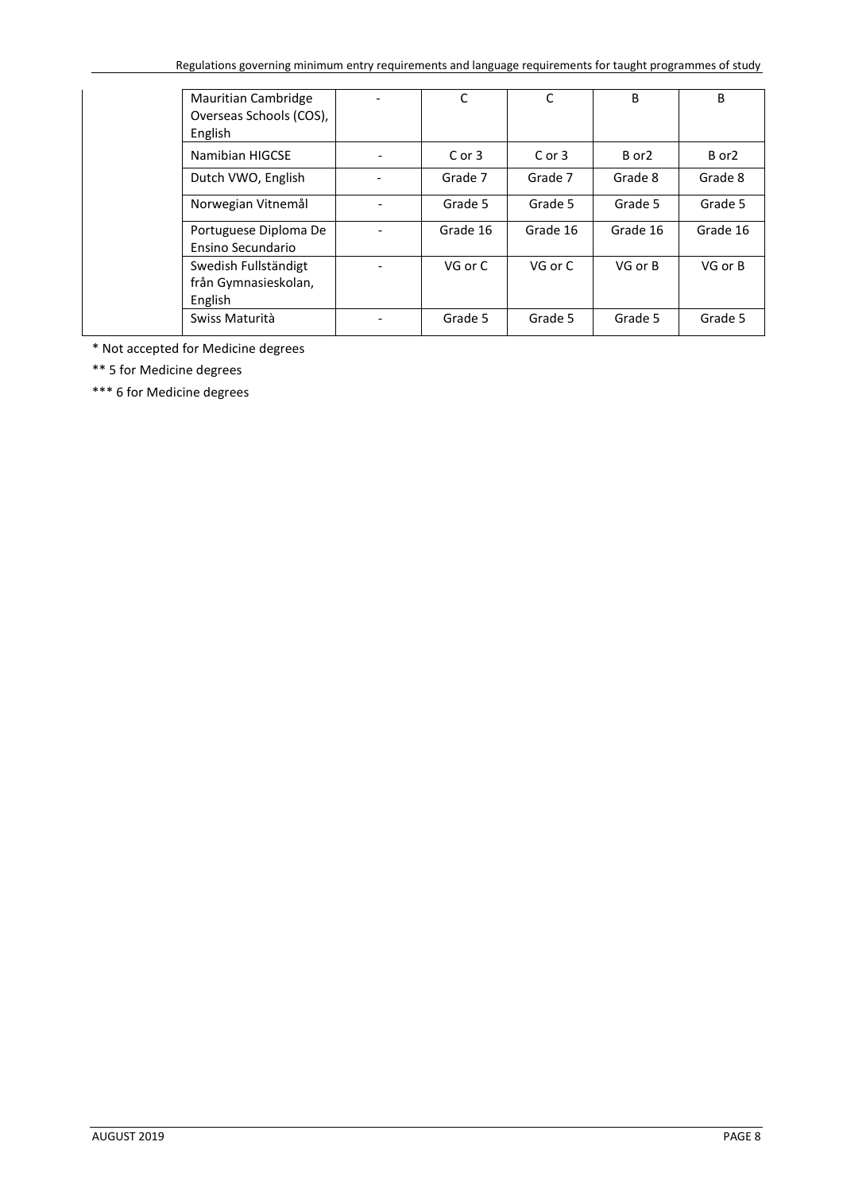| | | | | | |
|---|---|---|---|---|---|
| Mauritian Cambridge Overseas Schools (COS), English | - | C | C | B | B |
| Namibian HIGCSE | - | C or 3 | C or 3 | B or2 | B or2 |
| Dutch VWO, English | - | Grade 7 | Grade 7 | Grade 8 | Grade 8 |
| Norwegian Vitnemål | - | Grade 5 | Grade 5 | Grade 5 | Grade 5 |
| Portuguese Diploma De Ensino Secundario | - | Grade 16 | Grade 16 | Grade 16 | Grade 16 |
| Swedish Fullständigt från Gymnasieskolan, English | - | VG or C | VG or C | VG or B | VG or B |
| Swiss Maturità | - | Grade 5 | Grade 5 | Grade 5 | Grade 5 |

* Not accepted for Medicine degrees

** 5 for Medicine degrees

*** 6 for Medicine degrees